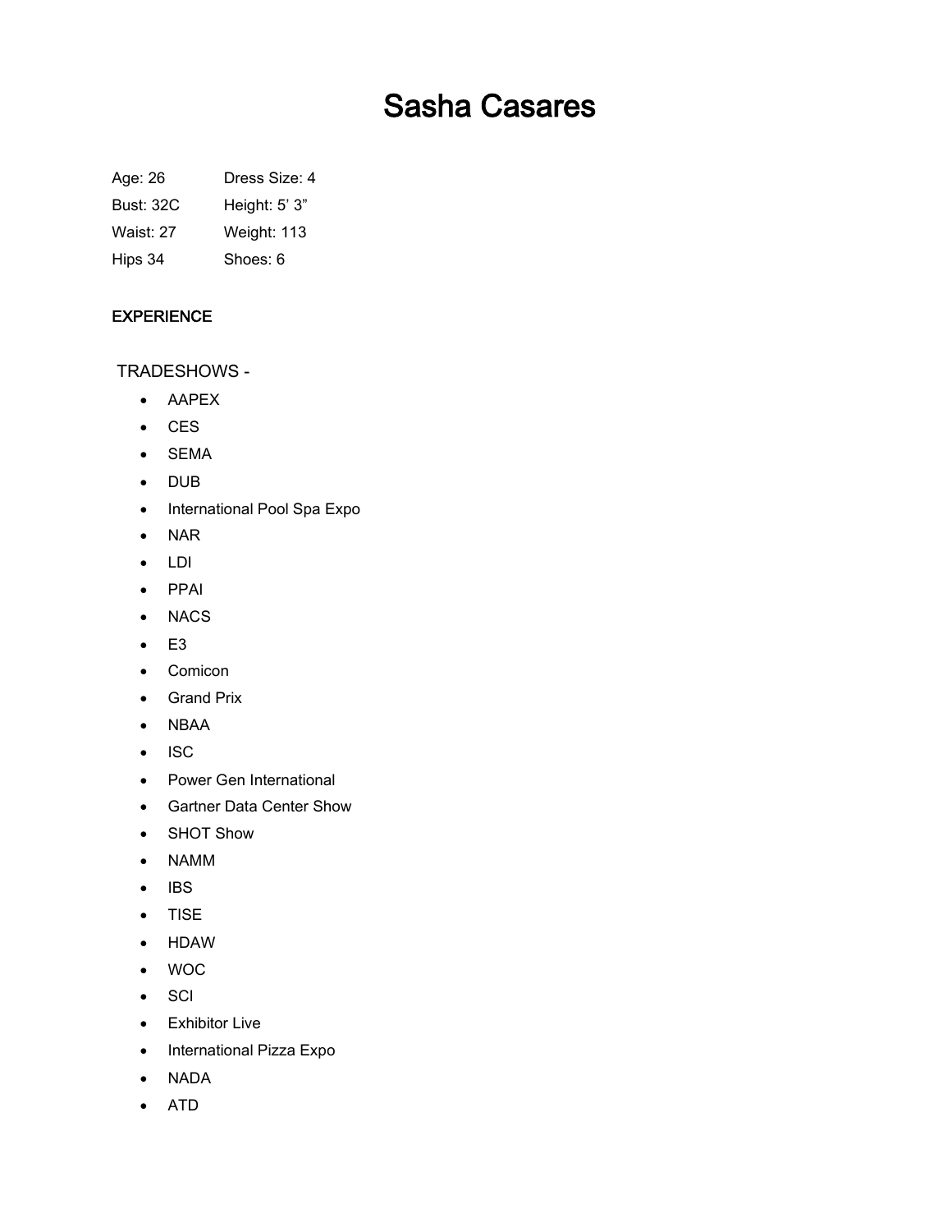# Sasha Casares

| | |
|---|---|
| Age: 26 | Dress Size: 4 |
| Bust: 32C | Height: 5' 3" |
| Waist: 27 | Weight: 113 |
| Hips 34 | Shoes: 6 |

**EXPERIENCE**

TRADESHOWS -

- AAPEX
- CES
- SEMA
- DUB
- International Pool Spa Expo
- NAR
- LDI
- PPAI
- NACS
- E3
- Comicon
- Grand Prix
- NBAA
- ISC
- Power Gen International
- Gartner Data Center Show
- SHOT Show
- NAMM
- IBS
- TISE
- HDAW
- WOC
- SCI
- Exhibitor Live
- International Pizza Expo
- NADA
- ATD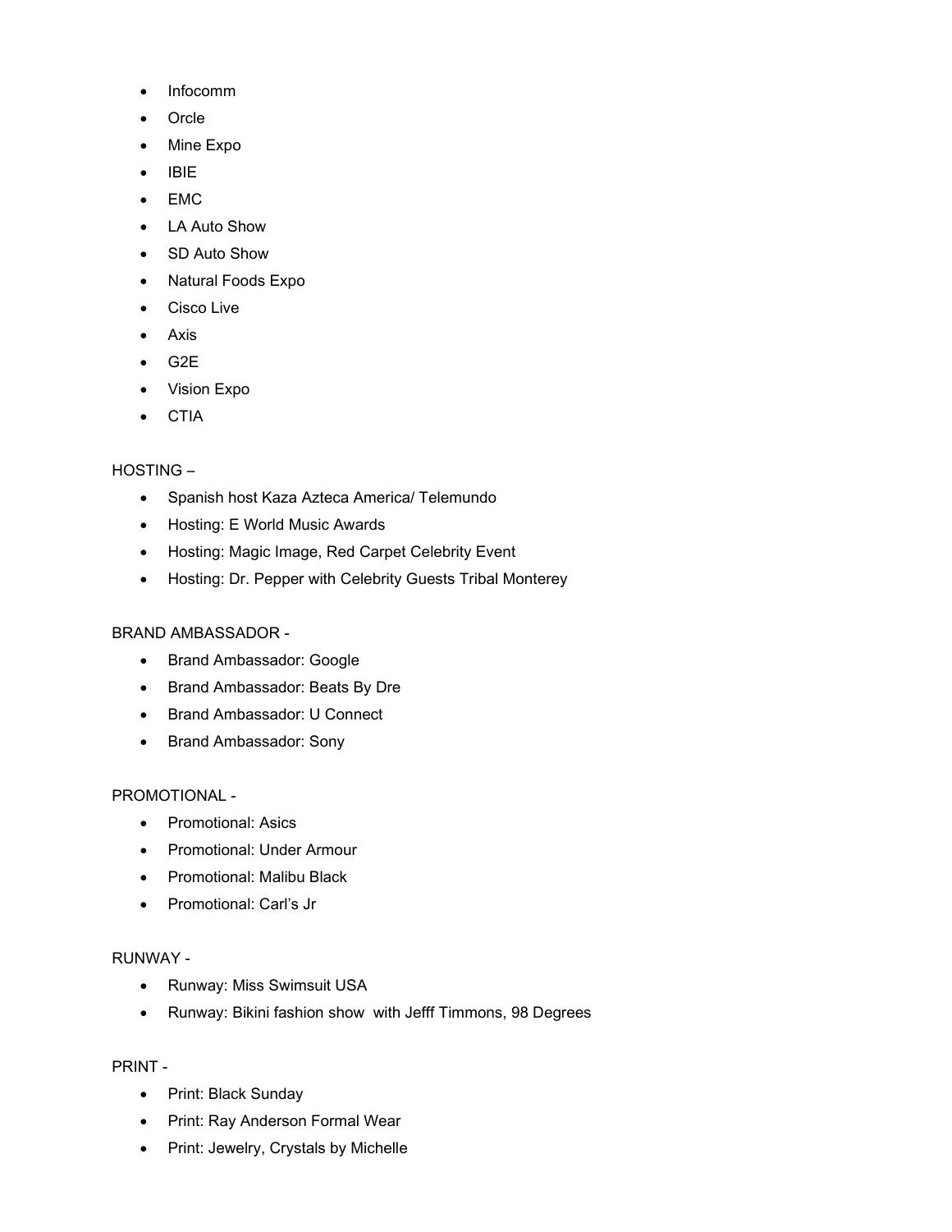- Infocomm
- Orcle
- Mine Expo
- IBIE
- EMC
- LA Auto Show
- SD Auto Show
- Natural Foods Expo
- Cisco Live
- Axis
- G2E
- Vision Expo
- CTIA

HOSTING –

- Spanish host Kaza Azteca America/ Telemundo
- Hosting: E World Music Awards
- Hosting: Magic Image, Red Carpet Celebrity Event
- Hosting: Dr. Pepper with Celebrity Guests Tribal Monterey

BRAND AMBASSADOR -

- Brand Ambassador: Google
- Brand Ambassador: Beats By Dre
- Brand Ambassador: U Connect
- Brand Ambassador: Sony

PROMOTIONAL -

- Promotional: Asics
- Promotional: Under Armour
- Promotional: Malibu Black
- Promotional: Carl's Jr

RUNWAY -

- Runway: Miss Swimsuit USA
- Runway: Bikini fashion show with Jefff Timmons, 98 Degrees

PRINT -

- Print: Black Sunday
- Print: Ray Anderson Formal Wear
- Print: Jewelry, Crystals by Michelle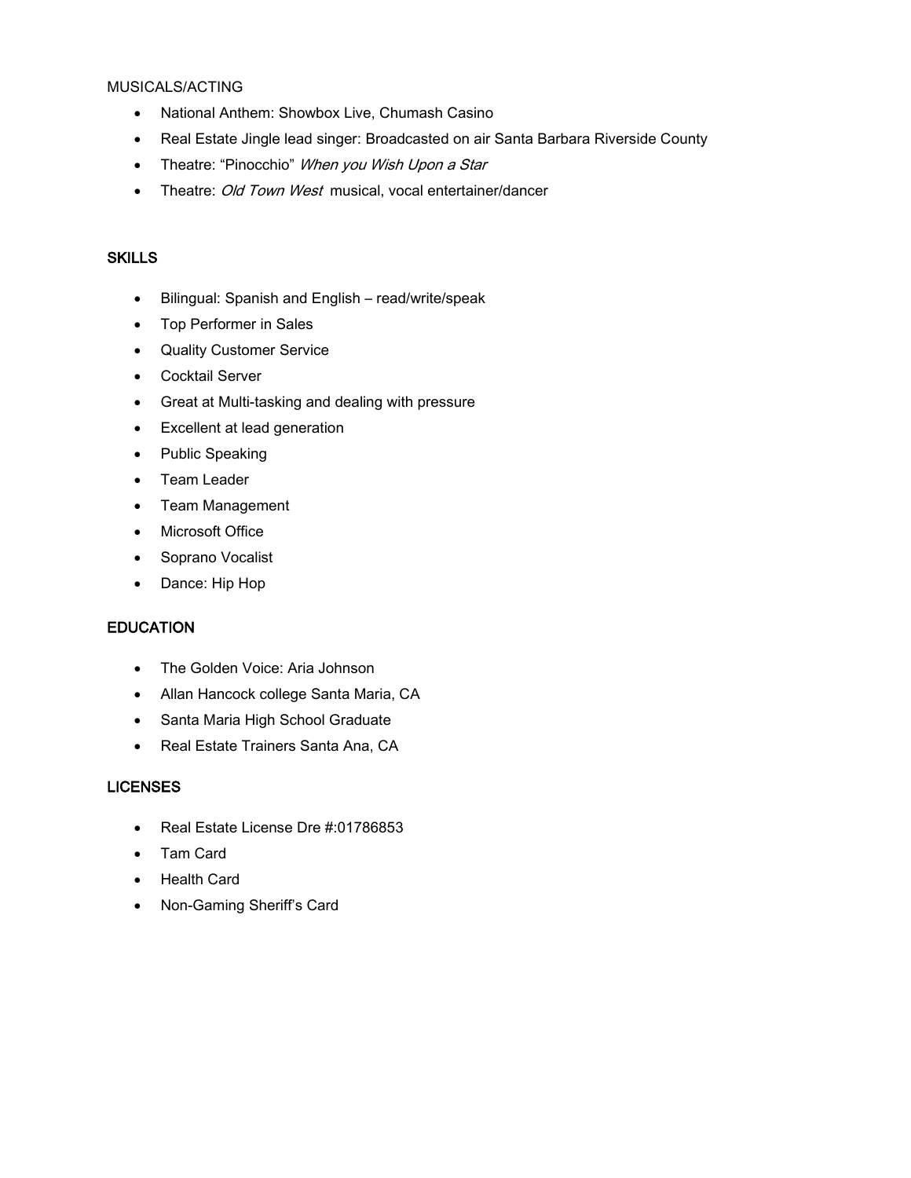MUSICALS/ACTING

- National Anthem: Showbox Live, Chumash Casino
- Real Estate Jingle lead singer: Broadcasted on air Santa Barbara Riverside County
- Theatre: "Pinocchio" *When you Wish Upon a Star*
- Theatre: *Old Town West* musical, vocal entertainer/dancer

## SKILLS

- Bilingual: Spanish and English – read/write/speak
- Top Performer in Sales
- Quality Customer Service
- Cocktail Server
- Great at Multi-tasking and dealing with pressure
- Excellent at lead generation
- Public Speaking
- Team Leader
- Team Management
- Microsoft Office
- Soprano Vocalist
- Dance: Hip Hop

## EDUCATION

- The Golden Voice: Aria Johnson
- Allan Hancock college Santa Maria, CA
- Santa Maria High School Graduate
- Real Estate Trainers Santa Ana, CA

## LICENSES

- Real Estate License Dre #:01786853
- Tam Card
- Health Card
- Non-Gaming Sheriff's Card